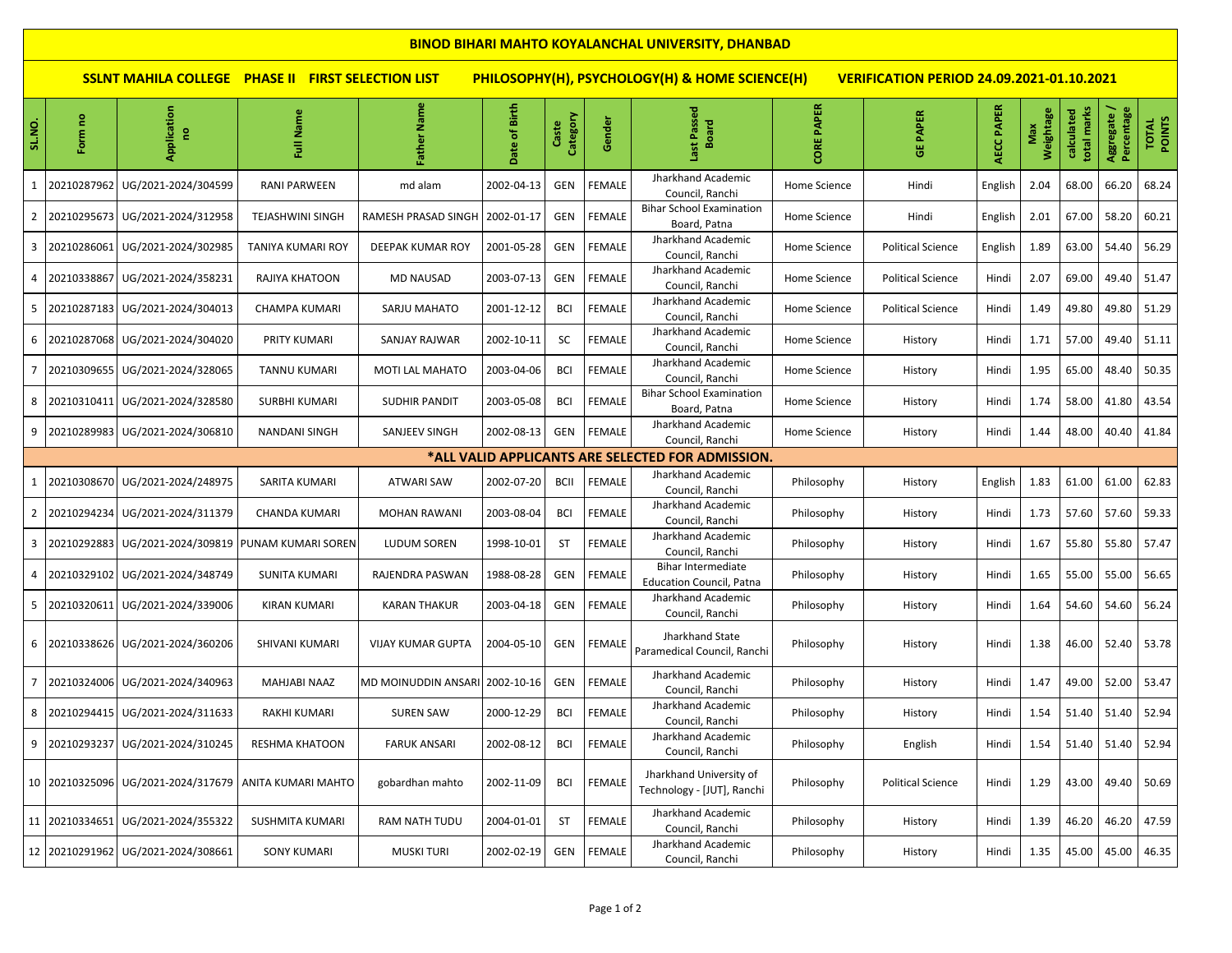# BINOD BIHARI MAHTO KOYALANCHAL UNIVERSITY, DHANBAD

## SSLNT MAHILA COLLEGE PHASE II FIRST SELECTION LIST PHILOSOPHY(H), PSYCHOLOGY(H) & HOME SCIENCE(H) VERIFICATION PERIOD 24.09.2021-01.10.2021

| SL.NO. | Form no | Application no | Full Name | Father Name | Date of Birth | Caste Category | Gender | Last Passed Board | CORE PAPER | GE PAPER | AECC PAPER | Max Weightage | calculated total marks | Aggregate / Percentage | TOTAL POINTS |
|---|---|---|---|---|---|---|---|---|---|---|---|---|---|---|---|
| 1 | 20210287962 | UG/2021-2024/304599 | RANI PARWEEN | md alam | 2002-04-13 | GEN | FEMALE | Jharkhand Academic Council, Ranchi | Home Science | Hindi | English | 2.04 | 68.00 | 66.20 | 68.24 |
| 2 | 20210295673 | UG/2021-2024/312958 | TEJASHWINI SINGH | RAMESH PRASAD SINGH | 2002-01-17 | GEN | FEMALE | Bihar School Examination Board, Patna | Home Science | Hindi | English | 2.01 | 67.00 | 58.20 | 60.21 |
| 3 | 20210286061 | UG/2021-2024/302985 | TANIYA KUMARI ROY | DEEPAK KUMAR ROY | 2001-05-28 | GEN | FEMALE | Jharkhand Academic Council, Ranchi | Home Science | Political Science | English | 1.89 | 63.00 | 54.40 | 56.29 |
| 4 | 20210338867 | UG/2021-2024/358231 | RAJIYA KHATOON | MD NAUSAD | 2003-07-13 | GEN | FEMALE | Jharkhand Academic Council, Ranchi | Home Science | Political Science | Hindi | 2.07 | 69.00 | 49.40 | 51.47 |
| 5 | 20210287183 | UG/2021-2024/304013 | CHAMPA KUMARI | SARJU MAHATO | 2001-12-12 | BCI | FEMALE | Jharkhand Academic Council, Ranchi | Home Science | Political Science | Hindi | 1.49 | 49.80 | 49.80 | 51.29 |
| 6 | 20210287068 | UG/2021-2024/304020 | PRITY KUMARI | SANJAY RAJWAR | 2002-10-11 | SC | FEMALE | Jharkhand Academic Council, Ranchi | Home Science | History | Hindi | 1.71 | 57.00 | 49.40 | 51.11 |
| 7 | 20210309655 | UG/2021-2024/328065 | TANNU KUMARI | MOTI LAL MAHATO | 2003-04-06 | BCI | FEMALE | Jharkhand Academic Council, Ranchi | Home Science | History | Hindi | 1.95 | 65.00 | 48.40 | 50.35 |
| 8 | 20210310411 | UG/2021-2024/328580 | SURBHI KUMARI | SUDHIR PANDIT | 2003-05-08 | BCI | FEMALE | Bihar School Examination Board, Patna | Home Science | History | Hindi | 1.74 | 58.00 | 41.80 | 43.54 |
| 9 | 20210289983 | UG/2021-2024/306810 | NANDANI SINGH | SANJEEV SINGH | 2002-08-13 | GEN | FEMALE | Jharkhand Academic Council, Ranchi | Home Science | History | Hindi | 1.44 | 48.00 | 40.40 | 41.84 |
| *ALL VALID APPLICANTS ARE SELECTED FOR ADMISSION. | | | | | | | | | | | | | | | |
| 1 | 20210308670 | UG/2021-2024/248975 | SARITA KUMARI | ATWARI SAW | 2002-07-20 | BCII | FEMALE | Jharkhand Academic Council, Ranchi | Philosophy | History | English | 1.83 | 61.00 | 61.00 | 62.83 |
| 2 | 20210294234 | UG/2021-2024/311379 | CHANDA KUMARI | MOHAN RAWANI | 2003-08-04 | BCI | FEMALE | Jharkhand Academic Council, Ranchi | Philosophy | History | Hindi | 1.73 | 57.60 | 57.60 | 59.33 |
| 3 | 20210292883 | UG/2021-2024/309819 | PUNAM KUMARI SOREN | LUDUM SOREN | 1998-10-01 | ST | FEMALE | Jharkhand Academic Council, Ranchi | Philosophy | History | Hindi | 1.67 | 55.80 | 55.80 | 57.47 |
| 4 | 20210329102 | UG/2021-2024/348749 | SUNITA KUMARI | RAJENDRA PASWAN | 1988-08-28 | GEN | FEMALE | Bihar Intermediate Education Council, Patna | Philosophy | History | Hindi | 1.65 | 55.00 | 55.00 | 56.65 |
| 5 | 20210320611 | UG/2021-2024/339006 | KIRAN KUMARI | KARAN THAKUR | 2003-04-18 | GEN | FEMALE | Jharkhand Academic Council, Ranchi | Philosophy | History | Hindi | 1.64 | 54.60 | 54.60 | 56.24 |
| 6 | 20210338626 | UG/2021-2024/360206 | SHIVANI KUMARI | VIJAY KUMAR GUPTA | 2004-05-10 | GEN | FEMALE | Jharkhand State Paramedical Council, Ranchi | Philosophy | History | Hindi | 1.38 | 46.00 | 52.40 | 53.78 |
| 7 | 20210324006 | UG/2021-2024/340963 | MAHJABI NAAZ | MD MOINUDDIN ANSARI | 2002-10-16 | GEN | FEMALE | Jharkhand Academic Council, Ranchi | Philosophy | History | Hindi | 1.47 | 49.00 | 52.00 | 53.47 |
| 8 | 20210294415 | UG/2021-2024/311633 | RAKHI KUMARI | SUREN SAW | 2000-12-29 | BCI | FEMALE | Jharkhand Academic Council, Ranchi | Philosophy | History | Hindi | 1.54 | 51.40 | 51.40 | 52.94 |
| 9 | 20210293237 | UG/2021-2024/310245 | RESHMA KHATOON | FARUK ANSARI | 2002-08-12 | BCI | FEMALE | Jharkhand Academic Council, Ranchi | Philosophy | English | Hindi | 1.54 | 51.40 | 51.40 | 52.94 |
| 10 | 20210325096 | UG/2021-2024/317679 | ANITA KUMARI MAHTO | gobardhan mahto | 2002-11-09 | BCI | FEMALE | Jharkhand University of Technology - [JUT], Ranchi | Philosophy | Political Science | Hindi | 1.29 | 43.00 | 49.40 | 50.69 |
| 11 | 20210334651 | UG/2021-2024/355322 | SUSHMITA KUMARI | RAM NATH TUDU | 2004-01-01 | ST | FEMALE | Jharkhand Academic Council, Ranchi | Philosophy | History | Hindi | 1.39 | 46.20 | 46.20 | 47.59 |
| 12 | 20210291962 | UG/2021-2024/308661 | SONY KUMARI | MUSKI TURI | 2002-02-19 | GEN | FEMALE | Jharkhand Academic Council, Ranchi | Philosophy | History | Hindi | 1.35 | 45.00 | 45.00 | 46.35 |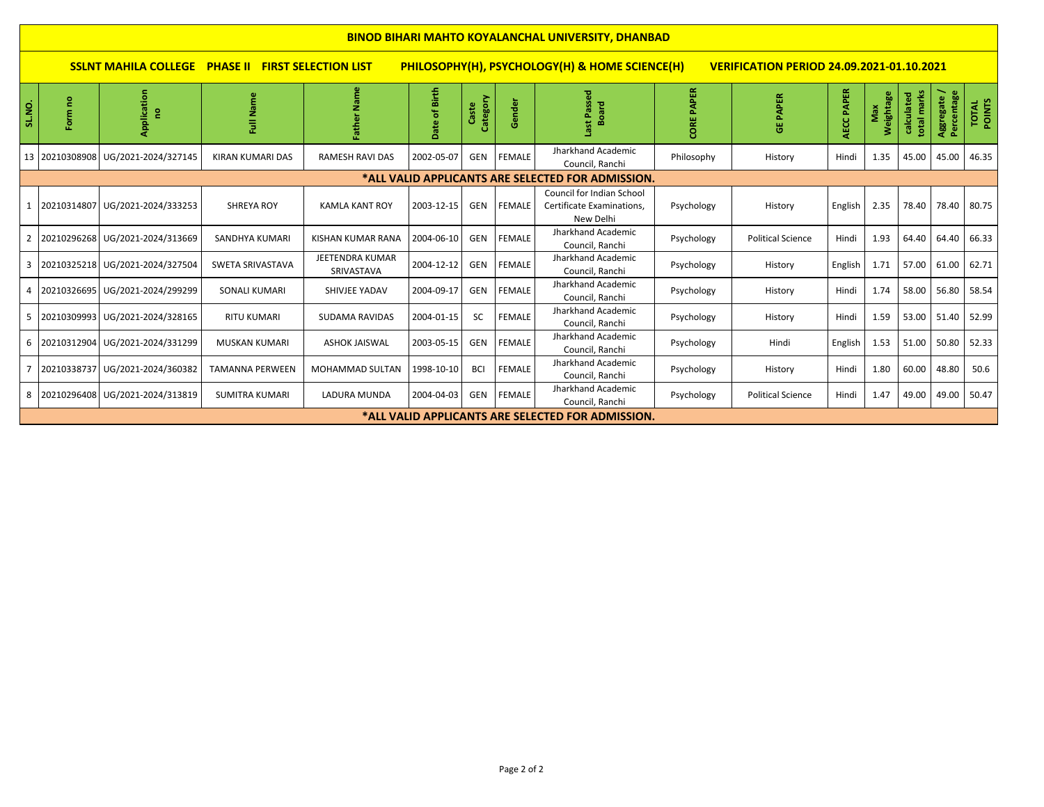## BINOD BIHARI MAHTO KOYALANCHAL UNIVERSITY, DHANBAD

**SSLNT MAHILA COLLEGE PHASE II FIRST SELECTION LIST PHILOSOPHY(H), PSYCHOLOGY(H) & HOME SCIENCE(H) VERIFICATION PERIOD 24.09.2021-01.10.2021**

| SL.NO. | Form no | Application no | Full Name | Father Name | Date of Birth | Caste Category | Gender | Last Passed Board | CORE PAPER | GE PAPER | AECC PAPER | Max Weightage | calculated total marks | Aggregate / Percentage | TOTAL POINTS |
|---|---|---|---|---|---|---|---|---|---|---|---|---|---|---|---|
| 13 | 20210308908 | UG/2021-2024/327145 | KIRAN KUMARI DAS | RAMESH RAVI DAS | 2002-05-07 | GEN | FEMALE | Jharkhand Academic Council, Ranchi | Philosophy | History | Hindi | 1.35 | 45.00 | 45.00 | 46.35 |
| *ALL VALID APPLICANTS ARE SELECTED FOR ADMISSION. | | | | | | | | | | | | | | | |
| 1 | 20210314807 | UG/2021-2024/333253 | SHREYA ROY | KAMLA KANT ROY | 2003-12-15 | GEN | FEMALE | Council for Indian School Certificate Examinations, New Delhi | Psychology | History | English | 2.35 | 78.40 | 78.40 | 80.75 |
| 2 | 20210296268 | UG/2021-2024/313669 | SANDHYA KUMARI | KISHAN KUMAR RANA | 2004-06-10 | GEN | FEMALE | Jharkhand Academic Council, Ranchi | Psychology | Political Science | Hindi | 1.93 | 64.40 | 64.40 | 66.33 |
| 3 | 20210325218 | UG/2021-2024/327504 | SWETA SRIVASTAVA | JEETENDRA KUMAR SRIVASTAVA | 2004-12-12 | GEN | FEMALE | Jharkhand Academic Council, Ranchi | Psychology | History | English | 1.71 | 57.00 | 61.00 | 62.71 |
| 4 | 20210326695 | UG/2021-2024/299299 | SONALI KUMARI | SHIVJEE YADAV | 2004-09-17 | GEN | FEMALE | Jharkhand Academic Council, Ranchi | Psychology | History | Hindi | 1.74 | 58.00 | 56.80 | 58.54 |
| 5 | 20210309993 | UG/2021-2024/328165 | RITU KUMARI | SUDAMA RAVIDAS | 2004-01-15 | SC | FEMALE | Jharkhand Academic Council, Ranchi | Psychology | History | Hindi | 1.59 | 53.00 | 51.40 | 52.99 |
| 6 | 20210312904 | UG/2021-2024/331299 | MUSKAN KUMARI | ASHOK JAISWAL | 2003-05-15 | GEN | FEMALE | Jharkhand Academic Council, Ranchi | Psychology | Hindi | English | 1.53 | 51.00 | 50.80 | 52.33 |
| 7 | 20210338737 | UG/2021-2024/360382 | TAMANNA PERWEEN | MOHAMMAD SULTAN | 1998-10-10 | BCI | FEMALE | Jharkhand Academic Council, Ranchi | Psychology | History | Hindi | 1.80 | 60.00 | 48.80 | 50.6 |
| 8 | 20210296408 | UG/2021-2024/313819 | SUMITRA KUMARI | LADURA MUNDA | 2004-04-03 | GEN | FEMALE | Jharkhand Academic Council, Ranchi | Psychology | Political Science | Hindi | 1.47 | 49.00 | 49.00 | 50.47 |
| *ALL VALID APPLICANTS ARE SELECTED FOR ADMISSION. | | | | | | | | | | | | | | | |